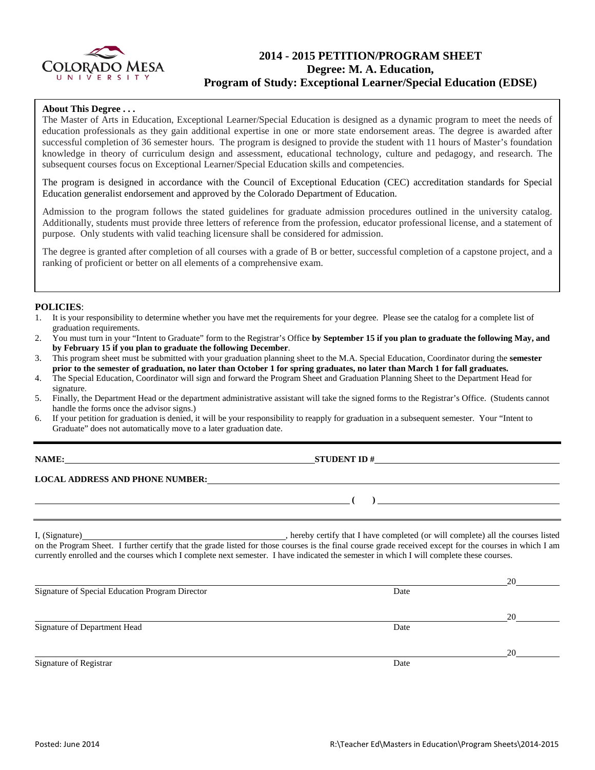# 2014 - 2015 PETITION/PROGRAM SHEET
## Degree: M. A. Education,
## Program of Study: Exceptional Learner/Special Education (EDSE)

**About This Degree . . .**

The Master of Arts in Education, Exceptional Learner/Special Education is designed as a dynamic program to meet the needs of education professionals as they gain additional expertise in one or more state endorsement areas. The degree is awarded after successful completion of 36 semester hours. The program is designed to provide the student with 11 hours of Master's foundation knowledge in theory of curriculum design and assessment, educational technology, culture and pedagogy, and research. The subsequent courses focus on Exceptional Learner/Special Education skills and competencies.

The program is designed in accordance with the Council of Exceptional Education (CEC) accreditation standards for Special Education generalist endorsement and approved by the Colorado Department of Education.

Admission to the program follows the stated guidelines for graduate admission procedures outlined in the university catalog. Additionally, students must provide three letters of reference from the profession, educator professional license, and a statement of purpose. Only students with valid teaching licensure shall be considered for admission.

The degree is granted after completion of all courses with a grade of B or better, successful completion of a capstone project, and a ranking of proficient or better on all elements of a comprehensive exam.

**POLICIES**:

1. It is your responsibility to determine whether you have met the requirements for your degree. Please see the catalog for a complete list of graduation requirements.
2. You must turn in your "Intent to Graduate" form to the Registrar's Office **by September 15 if you plan to graduate the following May, and by February 15 if you plan to graduate the following December**.
3. This program sheet must be submitted with your graduation planning sheet to the M.A. Special Education, Coordinator during the **semester prior to the semester of graduation, no later than October 1 for spring graduates, no later than March 1 for fall graduates.**
4. The Special Education, Coordinator will sign and forward the Program Sheet and Graduation Planning Sheet to the Department Head for signature.
5. Finally, the Department Head or the department administrative assistant will take the signed forms to the Registrar's Office. (Students cannot handle the forms once the advisor signs.)
6. If your petition for graduation is denied, it will be your responsibility to reapply for graduation in a subsequent semester. Your "Intent to Graduate" does not automatically move to a later graduation date.

---

**NAME:** ______________________________ **STUDENT ID #** ______________________________

**LOCAL ADDRESS AND PHONE NUMBER:** ______________________________

______________________________ **(    )** ______________________________

I, (Signature) ______________________________, hereby certify that I have completed (or will complete) all the courses listed on the Program Sheet. I further certify that the grade listed for those courses is the final course grade received except for the courses in which I am currently enrolled and the courses which I complete next semester. I have indicated the semester in which I will complete these courses.

______________________________ 20______
Signature of Special Education Program Director    Date

______________________________ 20______
Signature of Department Head    Date

______________________________ 20______
Signature of Registrar    Date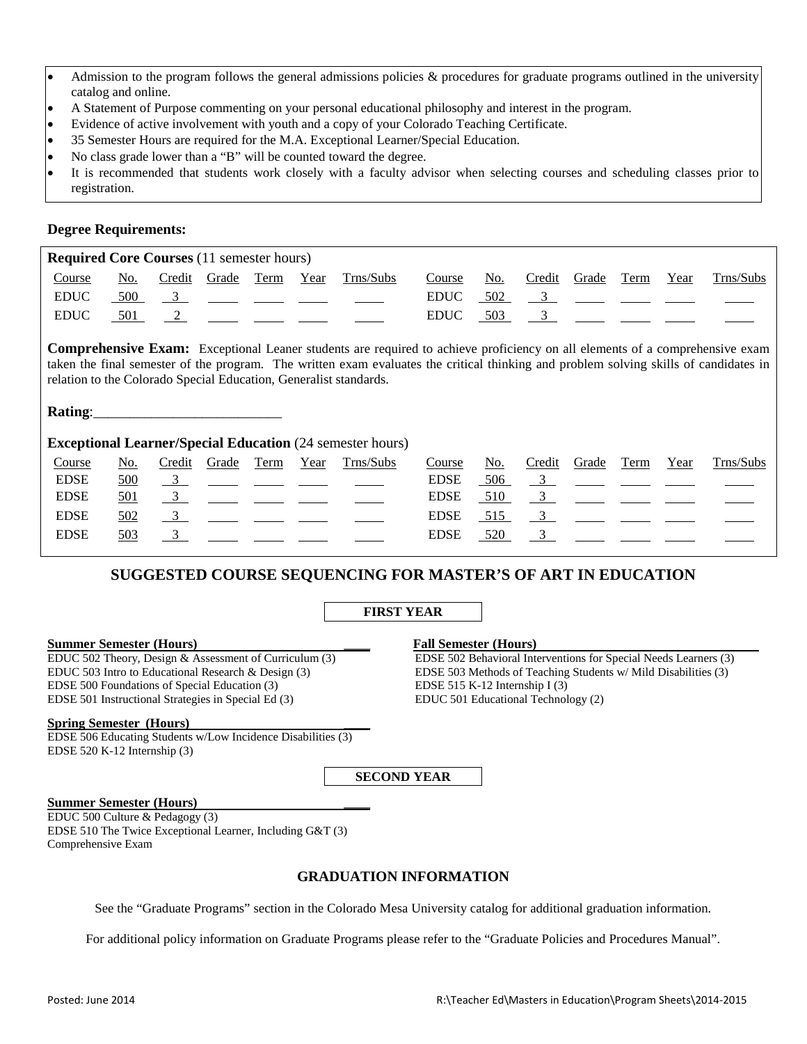- Admission to the program follows the general admissions policies & procedures for graduate programs outlined in the university catalog and online.
- A Statement of Purpose commenting on your personal educational philosophy and interest in the program.
- Evidence of active involvement with youth and a copy of your Colorado Teaching Certificate.
- 35 Semester Hours are required for the M.A. Exceptional Learner/Special Education.
- No class grade lower than a "B" will be counted toward the degree.
- It is recommended that students work closely with a faculty advisor when selecting courses and scheduling classes prior to registration.

**Degree Requirements:**

**Required Core Courses** (11 semester hours)

| Course | No. | Credit | Grade | Term | Year | Trns/Subs | Course | No. | Credit | Grade | Term | Year | Trns/Subs |
|---|---|---|---|---|---|---|---|---|---|---|---|---|---|
| EDUC | 500 | 3 | | | | | EDUC | 502 | 3 | | | | |
| EDUC | 501 | 2 | | | | | EDUC | 503 | 3 | | | | |

**Comprehensive Exam:** Exceptional Leaner students are required to achieve proficiency on all elements of a comprehensive exam taken the final semester of the program. The written exam evaluates the critical thinking and problem solving skills of candidates in relation to the Colorado Special Education, Generalist standards.

**Rating**:___________________________

**Exceptional Learner/Special Education** (24 semester hours)

| Course | No. | Credit | Grade | Term | Year | Trns/Subs | Course | No. | Credit | Grade | Term | Year | Trns/Subs |
|---|---|---|---|---|---|---|---|---|---|---|---|---|---|
| EDSE | 500 | 3 | | | | | EDSE | 506 | 3 | | | | |
| EDSE | 501 | 3 | | | | | EDSE | 510 | 3 | | | | |
| EDSE | 502 | 3 | | | | | EDSE | 515 | 3 | | | | |
| EDSE | 503 | 3 | | | | | EDSE | 520 | 3 | | | | |

## SUGGESTED COURSE SEQUENCING FOR MASTER'S OF ART IN EDUCATION

### FIRST YEAR

**Summer Semester (Hours)**

EDUC 502 Theory, Design & Assessment of Curriculum (3)
EDUC 503 Intro to Educational Research & Design (3)
EDSE 500 Foundations of Special Education (3)
EDSE 501 Instructional Strategies in Special Ed (3)

**Fall Semester (Hours)**

EDSE 502 Behavioral Interventions for Special Needs Learners (3)
EDSE 503 Methods of Teaching Students w/ Mild Disabilities (3)
EDSE 515 K-12 Internship I (3)
EDUC 501 Educational Technology (2)

**Spring Semester (Hours)**

EDSE 506 Educating Students w/Low Incidence Disabilities (3)
EDSE 520 K-12 Internship (3)

### SECOND YEAR

**Summer Semester (Hours)**

EDUC 500 Culture & Pedagogy (3)
EDSE 510 The Twice Exceptional Learner, Including G&T (3)
Comprehensive Exam

## GRADUATION INFORMATION

See the "Graduate Programs" section in the Colorado Mesa University catalog for additional graduation information.

For additional policy information on Graduate Programs please refer to the "Graduate Policies and Procedures Manual".

Posted: June 2014 R:\Teacher Ed\Masters in Education\Program Sheets\2014-2015